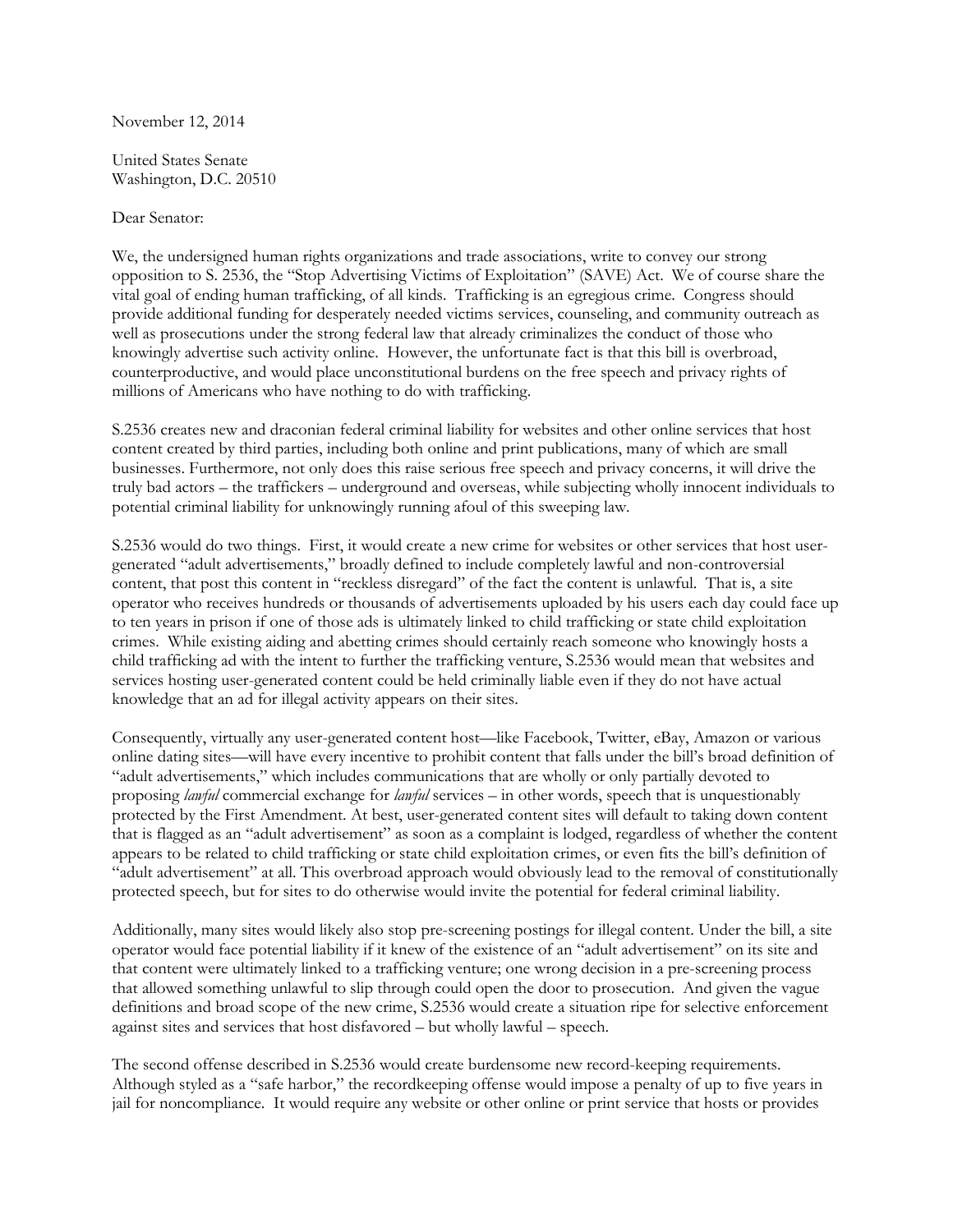November 12, 2014

United States Senate
Washington, D.C. 20510

Dear Senator:

We, the undersigned human rights organizations and trade associations, write to convey our strong opposition to S. 2536, the "Stop Advertising Victims of Exploitation" (SAVE) Act. We of course share the vital goal of ending human trafficking, of all kinds. Trafficking is an egregious crime. Congress should provide additional funding for desperately needed victims services, counseling, and community outreach as well as prosecutions under the strong federal law that already criminalizes the conduct of those who knowingly advertise such activity online. However, the unfortunate fact is that this bill is overbroad, counterproductive, and would place unconstitutional burdens on the free speech and privacy rights of millions of Americans who have nothing to do with trafficking.

S.2536 creates new and draconian federal criminal liability for websites and other online services that host content created by third parties, including both online and print publications, many of which are small businesses. Furthermore, not only does this raise serious free speech and privacy concerns, it will drive the truly bad actors – the traffickers – underground and overseas, while subjecting wholly innocent individuals to potential criminal liability for unknowingly running afoul of this sweeping law.

S.2536 would do two things. First, it would create a new crime for websites or other services that host user-generated "adult advertisements," broadly defined to include completely lawful and non-controversial content, that post this content in "reckless disregard" of the fact the content is unlawful. That is, a site operator who receives hundreds or thousands of advertisements uploaded by his users each day could face up to ten years in prison if one of those ads is ultimately linked to child trafficking or state child exploitation crimes. While existing aiding and abetting crimes should certainly reach someone who knowingly hosts a child trafficking ad with the intent to further the trafficking venture, S.2536 would mean that websites and services hosting user-generated content could be held criminally liable even if they do not have actual knowledge that an ad for illegal activity appears on their sites.

Consequently, virtually any user-generated content host—like Facebook, Twitter, eBay, Amazon or various online dating sites—will have every incentive to prohibit content that falls under the bill's broad definition of "adult advertisements," which includes communications that are wholly or only partially devoted to proposing *lawful* commercial exchange for *lawful* services – in other words, speech that is unquestionably protected by the First Amendment. At best, user-generated content sites will default to taking down content that is flagged as an "adult advertisement" as soon as a complaint is lodged, regardless of whether the content appears to be related to child trafficking or state child exploitation crimes, or even fits the bill's definition of "adult advertisement" at all. This overbroad approach would obviously lead to the removal of constitutionally protected speech, but for sites to do otherwise would invite the potential for federal criminal liability.

Additionally, many sites would likely also stop pre-screening postings for illegal content. Under the bill, a site operator would face potential liability if it knew of the existence of an "adult advertisement" on its site and that content were ultimately linked to a trafficking venture; one wrong decision in a pre-screening process that allowed something unlawful to slip through could open the door to prosecution. And given the vague definitions and broad scope of the new crime, S.2536 would create a situation ripe for selective enforcement against sites and services that host disfavored – but wholly lawful – speech.

The second offense described in S.2536 would create burdensome new record-keeping requirements. Although styled as a "safe harbor," the recordkeeping offense would impose a penalty of up to five years in jail for noncompliance. It would require any website or other online or print service that hosts or provides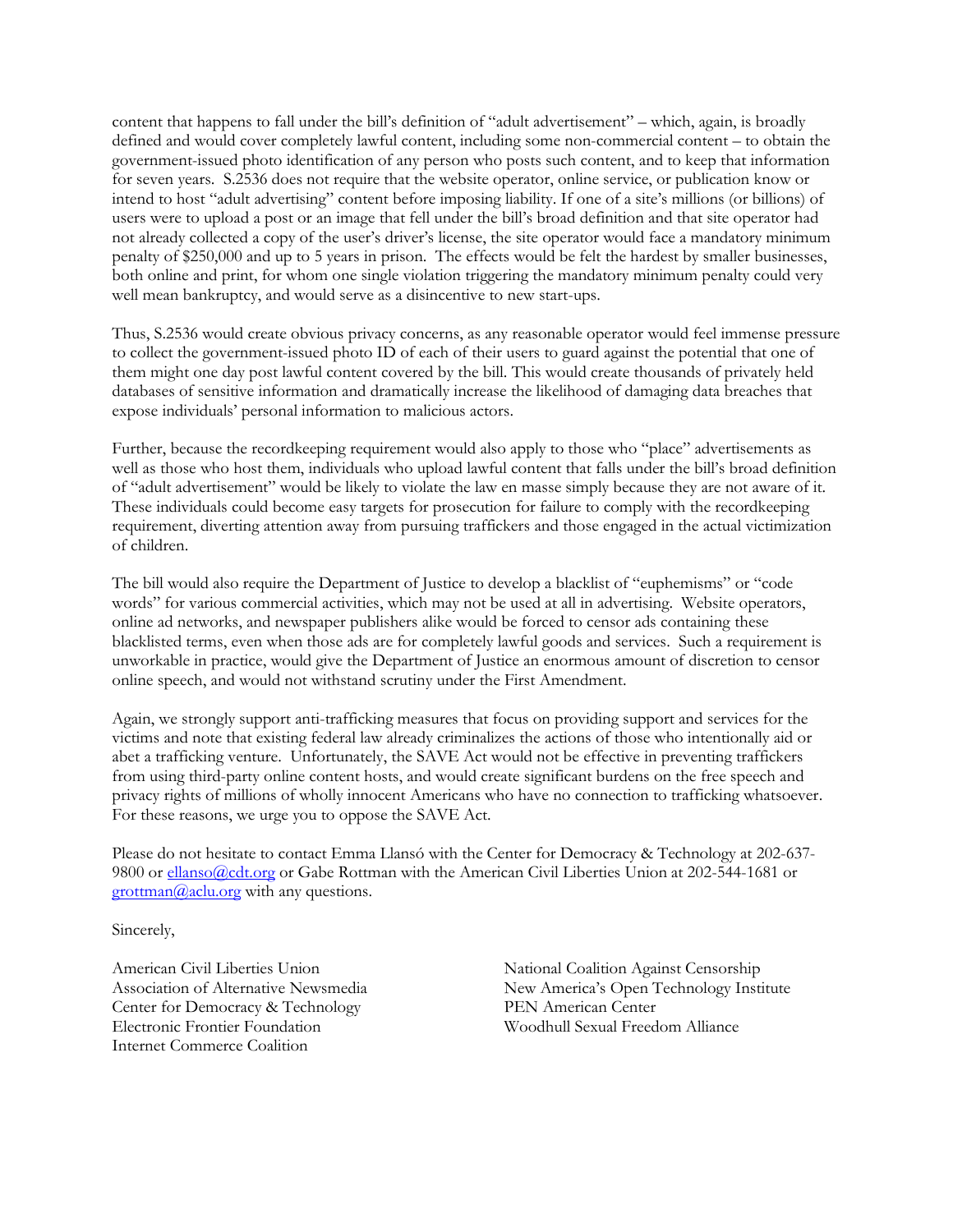content that happens to fall under the bill's definition of "adult advertisement" – which, again, is broadly defined and would cover completely lawful content, including some non-commercial content – to obtain the government-issued photo identification of any person who posts such content, and to keep that information for seven years. S.2536 does not require that the website operator, online service, or publication know or intend to host "adult advertising" content before imposing liability. If one of a site's millions (or billions) of users were to upload a post or an image that fell under the bill's broad definition and that site operator had not already collected a copy of the user's driver's license, the site operator would face a mandatory minimum penalty of $250,000 and up to 5 years in prison. The effects would be felt the hardest by smaller businesses, both online and print, for whom one single violation triggering the mandatory minimum penalty could very well mean bankruptcy, and would serve as a disincentive to new start-ups.

Thus, S.2536 would create obvious privacy concerns, as any reasonable operator would feel immense pressure to collect the government-issued photo ID of each of their users to guard against the potential that one of them might one day post lawful content covered by the bill. This would create thousands of privately held databases of sensitive information and dramatically increase the likelihood of damaging data breaches that expose individuals' personal information to malicious actors.

Further, because the recordkeeping requirement would also apply to those who "place" advertisements as well as those who host them, individuals who upload lawful content that falls under the bill's broad definition of "adult advertisement" would be likely to violate the law en masse simply because they are not aware of it. These individuals could become easy targets for prosecution for failure to comply with the recordkeeping requirement, diverting attention away from pursuing traffickers and those engaged in the actual victimization of children.

The bill would also require the Department of Justice to develop a blacklist of "euphemisms" or "code words" for various commercial activities, which may not be used at all in advertising. Website operators, online ad networks, and newspaper publishers alike would be forced to censor ads containing these blacklisted terms, even when those ads are for completely lawful goods and services. Such a requirement is unworkable in practice, would give the Department of Justice an enormous amount of discretion to censor online speech, and would not withstand scrutiny under the First Amendment.

Again, we strongly support anti-trafficking measures that focus on providing support and services for the victims and note that existing federal law already criminalizes the actions of those who intentionally aid or abet a trafficking venture. Unfortunately, the SAVE Act would not be effective in preventing traffickers from using third-party online content hosts, and would create significant burdens on the free speech and privacy rights of millions of wholly innocent Americans who have no connection to trafficking whatsoever. For these reasons, we urge you to oppose the SAVE Act.

Please do not hesitate to contact Emma Llansó with the Center for Democracy & Technology at 202-637-9800 or ellanso@cdt.org or Gabe Rottman with the American Civil Liberties Union at 202-544-1681 or grottman@aclu.org with any questions.

Sincerely,

American Civil Liberties Union
Association of Alternative Newsmedia
Center for Democracy & Technology
Electronic Frontier Foundation
Internet Commerce Coalition
National Coalition Against Censorship
New America's Open Technology Institute
PEN American Center
Woodhull Sexual Freedom Alliance